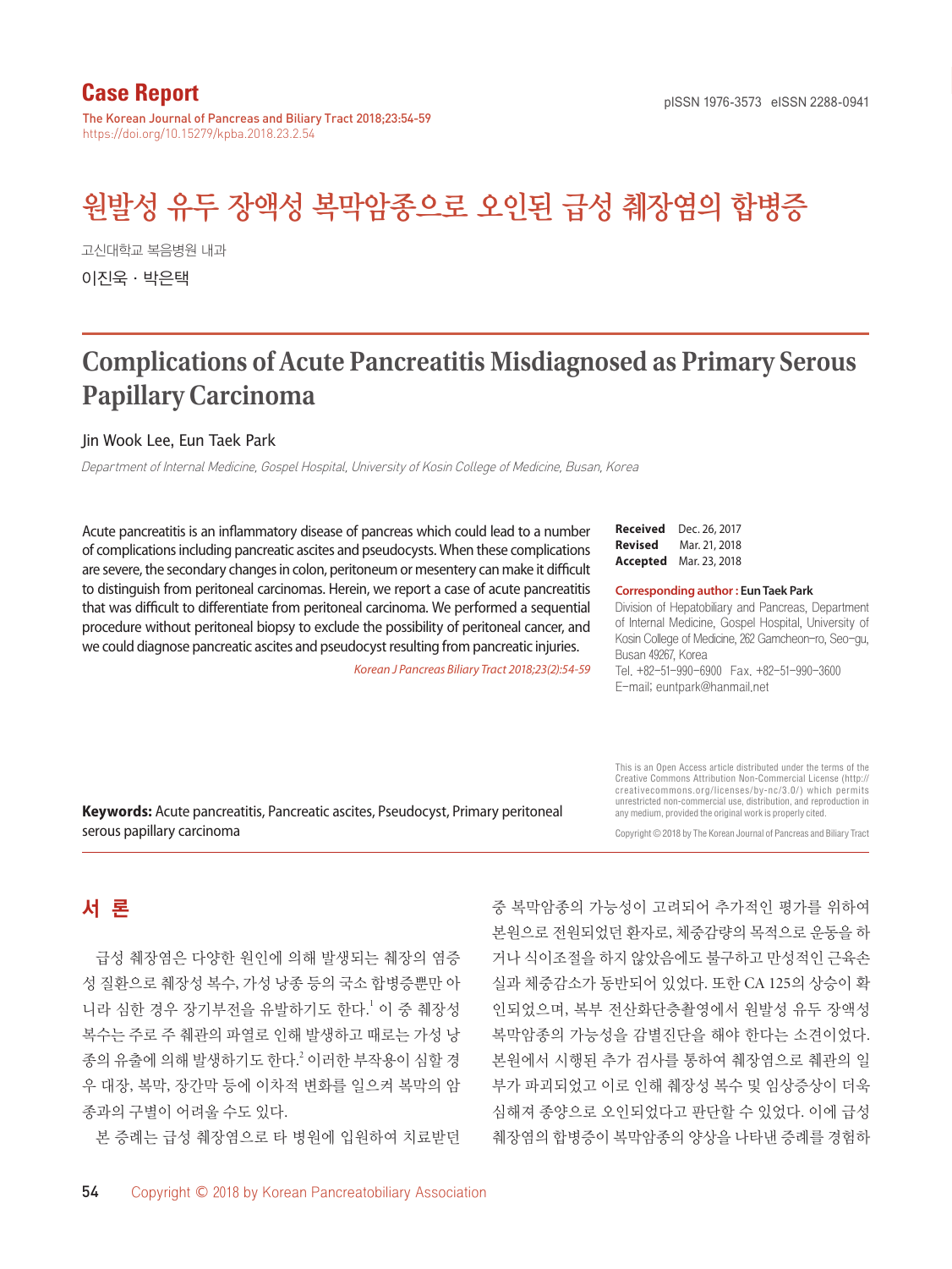Case Report

The Korean Journal of Pancreas and Biliary Tract 2018;23:54-59
https://doi.org/10.15279/kpba.2018.23.2.54

pISSN 1976-3573 eISSN 2288-0941

# 원발성 유두 장액성 복막암종으로 오인된 급성 췌장염의 합병증

고신대학교 복음병원 내과

이진욱 · 박은택

# Complications of Acute Pancreatitis Misdiagnosed as Primary Serous Papillary Carcinoma

Jin Wook Lee, Eun Taek Park

*Department of Internal Medicine, Gospel Hospital, University of Kosin College of Medicine, Busan, Korea*

Acute pancreatitis is an inflammatory disease of pancreas which could lead to a number of complications including pancreatic ascites and pseudocysts. When these complications are severe, the secondary changes in colon, peritoneum or mesentery can make it difficult to distinguish from peritoneal carcinomas. Herein, we report a case of acute pancreatitis that was difficult to differentiate from peritoneal carcinoma. We performed a sequential procedure without peritoneal biopsy to exclude the possibility of peritoneal cancer, and we could diagnose pancreatic ascites and pseudocyst resulting from pancreatic injuries.

*Korean J Pancreas Biliary Tract 2018;23(2):54-59*

**Keywords:** Acute pancreatitis, Pancreatic ascites, Pseudocyst, Primary peritoneal serous papillary carcinoma

**Received** Dec. 26, 2017
**Revised** Mar. 21, 2018
**Accepted** Mar. 23, 2018

**Corresponding author : Eun Taek Park**
Division of Hepatobiliary and Pancreas, Department of Internal Medicine, Gospel Hospital, University of Kosin College of Medicine, 262 Gamcheon-ro, Seo-gu, Busan 49267, Korea
Tel. +82-51-990-6900 Fax. +82-51-990-3600
E-mail; euntpark@hanmail.net

This is an Open Access article distributed under the terms of the Creative Commons Attribution Non-Commercial License (http://creativecommons.org/licenses/by-nc/3.0/) which permits unrestricted non-commercial use, distribution, and reproduction in any medium, provided the original work is properly cited.

Copyright © 2018 by The Korean Journal of Pancreas and Biliary Tract

## 서 론

급성 췌장염은 다양한 원인에 의해 발생되는 췌장의 염증성 질환으로 췌장성 복수, 가성 낭종 등의 국소 합병증뿐만 아니라 심한 경우 장기부전을 유발하기도 한다.[1] 이 중 췌장성 복수는 주로 주 췌관의 파열로 인해 발생하고 때로는 가성 낭종의 유출에 의해 발생하기도 한다.[2] 이러한 부작용이 심할 경우 대장, 복막, 장간막 등에 이차적 변화를 일으켜 복막의 암종과의 구별이 어려울 수도 있다.

본 증례는 급성 췌장염으로 타 병원에 입원하여 치료받던 중 복막암종의 가능성이 고려되어 추가적인 평가를 위하여 본원으로 전원되었던 환자로, 체중감량의 목적으로 운동을 하거나 식이조절을 하지 않았음에도 불구하고 만성적인 근육손실과 체중감소가 동반되어 있었다. 또한 CA 125의 상승이 확인되었으며, 복부 전산화단층촬영에서 원발성 유두 장액성 복막암종의 가능성을 감별진단을 해야 한다는 소견이었다. 본원에서 시행된 추가 검사를 통하여 췌장염으로 췌관의 일부가 파괴되었고 이로 인해 췌장성 복수 및 임상증상이 더욱 심해져 종양으로 오인되었다고 판단할 수 있었다. 이에 급성 췌장염의 합병증이 복막암종의 양상을 나타낸 증례를 경험하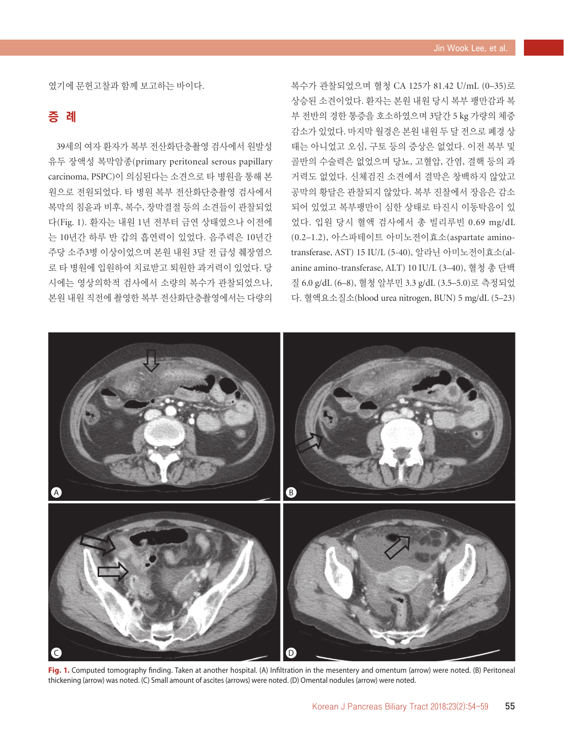였기에 문헌고찰과 함께 보고하는 바이다.

## 증 례

39세의 여자 환자가 복부 전산화단층촬영 검사에서 원발성 유두 장액성 복막암종(primary peritoneal serous papillary carcinoma, PSPC)이 의심된다는 소견으로 타 병원을 통해 본원으로 전원되었다. 타 병원 복부 전산화단층촬영 검사에서 복막의 침윤과 비후, 복수, 장막결절 등의 소견들이 관찰되었다(Fig. 1). 환자는 내원 1년 전부터 금연 상태였으나 이전에는 10년간 하루 반 갑의 흡연력이 있었다. 음주력은 10년간 주당 소주3병 이상이었으며 본원 내원 3달 전 급성 췌장염으로 타 병원에 입원하여 치료받고 퇴원한 과거력이 있었다. 당시에는 영상의학적 검사에서 소량의 복수가 관찰되었으나, 본원 내원 직전에 촬영한 복부 전산화단층촬영에서는 다량의 복수가 관찰되었으며 혈청 CA 125가 81.42 U/mL (0–35)로 상승된 소견이었다. 환자는 본원 내원 당시 복부 팽만감과 복부 전반의 경한 통증을 호소하였으며 3달간 5 kg 가량의 체중 감소가 있었다. 마지막 월경은 본원 내원 두 달 전으로 폐경 상태는 아니었고 오심, 구토 등의 증상은 없었다. 이전 복부 및 골반의 수술력은 없었으며 당뇨, 고혈압, 간염, 결핵 등의 과거력도 없었다. 신체검진 소견에서 결막은 창백하지 않았고 공막의 황달은 관찰되지 않았다. 복부 진찰에서 장음은 감소되어 있었고 복부팽만이 심한 상태로 타진시 이동탁음이 있었다. 입원 당시 혈액 검사에서 총 빌리루빈 0.69 mg/dL (0.2–1.2), 아스파테이트 아미노전이효소(aspartate amino-transferase, AST) 15 IU/L (5-40), 알라닌 아미노전이효소(alanine amino-transferase, ALT) 10 IU/L (3–40), 혈청 총 단백질 6.0 g/dL (6–8), 혈청 알부민 3.3 g/dL (3.5–5.0)로 측정되었다. 혈액요소질소(blood urea nitrogen, BUN) 5 mg/dL (5–23)

**Fig. 1.** Computed tomography finding. Taken at another hospital. (A) Infiltration in the mesentery and omentum (arrow) were noted. (B) Peritoneal thickening (arrow) was noted. (C) Small amount of ascites (arrows) were noted. (D) Omental nodules (arrow) were noted.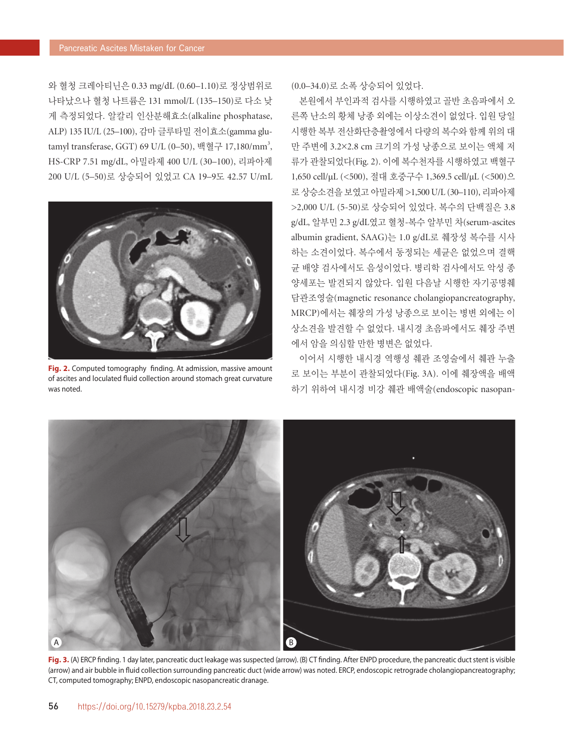와 혈청 크레아티닌은 0.33 mg/dL (0.60–1.10)로 정상범위로 나타났으나 혈청 나트륨은 131 mmol/L (135–150)로 다소 낮게 측정되었다. 알칼리 인산분해효소(alkaline phosphatase, ALP) 135 IU/L (25–100), 감마 글루타밀 전이효소(gamma glutamyl transferase, GGT) 69 U/L (0–50), 백혈구 17,180/mm$^3$, HS-CRP 7.51 mg/dL, 아밀라제 400 U/L (30–100), 리파아제 200 U/L (5–50)로 상승되어 있었고 CA 19–9도 42.57 U/mL

Fig. 2. Computed tomography finding. At admission, massive amount of ascites and loculated fluid collection around stomach great curvature was noted.

(0.0–34.0)로 소폭 상승되어 있었다.

본원에서 부인과적 검사를 시행하였고 골반 초음파에서 오른쪽 난소의 황체 낭종 외에는 이상소견이 없었다. 입원 당일 시행한 복부 전산화단층촬영에서 다량의 복수와 함께 위의 대만 주변에 3.2×2.8 cm 크기의 가성 낭종으로 보이는 액체 저류가 관찰되었다(Fig. 2). 이에 복수천자를 시행하였고 백혈구 1,650 cell/μL (<500), 절대 호중구수 1,369.5 cell/μL (<500)으로 상승소견을 보였고 아밀라제 >1,500 U/L (30–110), 리파아제 >2,000 U/L (5-50)로 상승되어 있었다. 복수의 단백질은 3.8 g/dL, 알부민 2.3 g/dL였고 혈청-복수 알부민 차(serum-ascites albumin gradient, SAAG)는 1.0 g/dL로 췌장성 복수를 시사하는 소견이었다. 복수에서 동정되는 세균은 없었으며 결핵균 배양 검사에서도 음성이었다. 병리학 검사에서도 악성 종양세포는 발견되지 않았다. 입원 다음날 시행한 자기공명췌담관조영술(magnetic resonance cholangiopancreatography, MRCP)에서는 췌장의 가성 낭종으로 보이는 병변 외에는 이상소견을 발견할 수 없었다. 내시경 초음파에서도 췌장 주변에서 암을 의심할 만한 병변은 없었다.

이어서 시행한 내시경 역행성 췌관 조영술에서 췌관 누출로 보이는 부분이 관찰되었다(Fig. 3A). 이에 췌장액을 배액하기 위하여 내시경 비강 췌관 배액술(endoscopic nasopan-

Fig. 3. (A) ERCP finding. 1 day later, pancreatic duct leakage was suspected (arrow). (B) CT finding. After ENPD procedure, the pancreatic duct stent is visible (arrow) and air bubble in fluid collection surrounding pancreatic duct (wide arrow) was noted. ERCP, endoscopic retrograde cholangiopancreatography; CT, computed tomography; ENPD, endoscopic nasopancreatic dranage.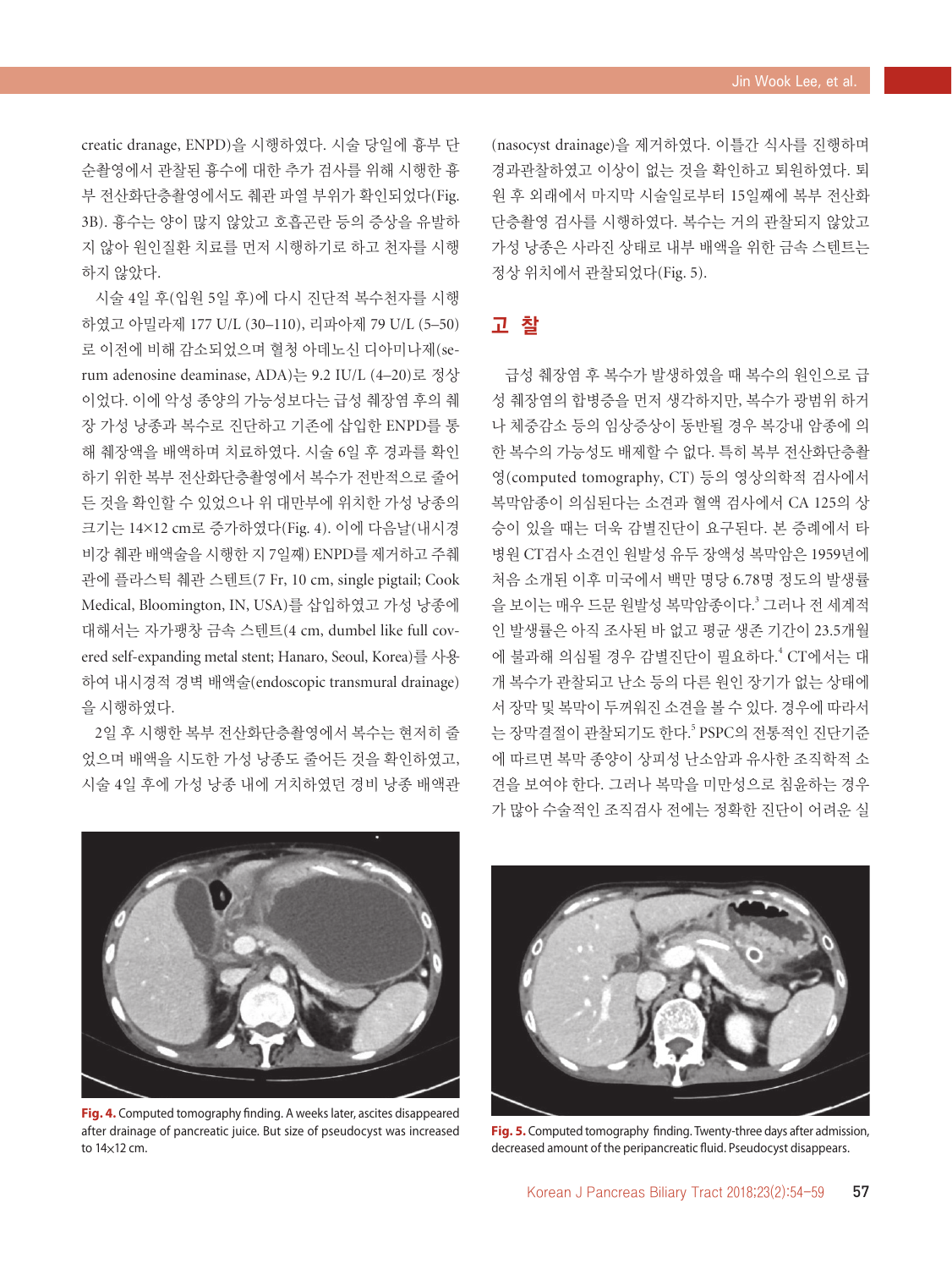creatic dranage, ENPD)을 시행하였다. 시술 당일에 흉부 단순촬영에서 관찰된 흉수에 대한 추가 검사를 위해 시행한 흉부 전산화단층촬영에서도 췌관 파열 부위가 확인되었다(Fig. 3B). 흉수는 양이 많지 않았고 호흡곤란 등의 증상을 유발하지 않아 원인질환 치료를 먼저 시행하기로 하고 천자를 시행하지 않았다.

시술 4일 후(입원 5일 후)에 다시 진단적 복수천자를 시행하였고 아밀라제 177 U/L (30–110), 리파아제 79 U/L (5–50)로 이전에 비해 감소되었으며 혈청 아데노신 디아미나제(serum adenosine deaminase, ADA)는 9.2 IU/L (4–20)로 정상이었다. 이에 악성 종양의 가능성보다는 급성 췌장염 후의 췌장 가성 낭종과 복수로 진단하고 기존에 삽입한 ENPD를 통해 췌장액을 배액하며 치료하였다. 시술 6일 후 경과를 확인하기 위한 복부 전산화단층촬영에서 복수가 전반적으로 줄어든 것을 확인할 수 있었으나 위 대만부에 위치한 가성 낭종의 크기는 14×12 cm로 증가하였다(Fig. 4). 이에 다음날(내시경 비강 췌관 배액술을 시행한 지 7일째) ENPD를 제거하고 주췌관에 플라스틱 췌관 스텐트(7 Fr, 10 cm, single pigtail; Cook Medical, Bloomington, IN, USA)를 삽입하였고 가성 낭종에 대해서는 자가팽창 금속 스텐트(4 cm, dumbel like full covered self-expanding metal stent; Hanaro, Seoul, Korea)를 사용하여 내시경적 경벽 배액술(endoscopic transmural drainage)을 시행하였다.

2일 후 시행한 복부 전산화단층촬영에서 복수는 현저히 줄었으며 배액을 시도한 가성 낭종도 줄어든 것을 확인하였고, 시술 4일 후에 가성 낭종 내에 거치하였던 경비 낭종 배액관(nasocyst drainage)을 제거하였다. 이틀간 식사를 진행하며 경과관찰하였고 이상이 없는 것을 확인하고 퇴원하였다. 퇴원 후 외래에서 마지막 시술일로부터 15일째에 복부 전산화단층촬영 검사를 시행하였다. 복수는 거의 관찰되지 않았고 가성 낭종은 사라진 상태로 내부 배액을 위한 금속 스텐트는 정상 위치에서 관찰되었다(Fig. 5).

## 고 찰

급성 췌장염 후 복수가 발생하였을 때 복수의 원인으로 급성 췌장염의 합병증을 먼저 생각하지만, 복수가 광범위 하거나 체중감소 등의 임상증상이 동반될 경우 복강내 암종에 의한 복수의 가능성도 배제할 수 없다. 특히 복부 전산화단층촬영(computed tomography, CT) 등의 영상의학적 검사에서 복막암종이 의심된다는 소견과 혈액 검사에서 CA 125의 상승이 있을 때는 더욱 감별진단이 요구된다. 본 증례에서 타병원 CT검사 소견인 원발성 유두 장액성 복막암은 1959년에 처음 소개된 이후 미국에서 백만 명당 6.78명 정도의 발생률을 보이는 매우 드문 원발성 복막암종이다.[3] 그러나 전 세계적인 발생률은 아직 조사된 바 없고 평균 생존 기간이 23.5개월에 불과해 의심될 경우 감별진단이 필요하다.[4] CT에서는 대개 복수가 관찰되고 난소 등의 다른 원인 장기가 없는 상태에서 장막 및 복막이 두꺼워진 소견을 볼 수 있다. 경우에 따라서는 장막결절이 관찰되기도 한다.[5] PSPC의 전통적인 진단기준에 따르면 복막 종양이 상피성 난소암과 유사한 조직학적 소견을 보여야 한다. 그러나 복막을 미만성으로 침윤하는 경우가 많아 수술적인 조직검사 전에는 정확한 진단이 어려운 실

**Fig. 4.** Computed tomography finding. A weeks later, ascites disappeared after drainage of pancreatic juice. But size of pseudocyst was increased to 14×12 cm.

**Fig. 5.** Computed tomography finding. Twenty-three days after admission, decreased amount of the peripancreatic fluid. Pseudocyst disappears.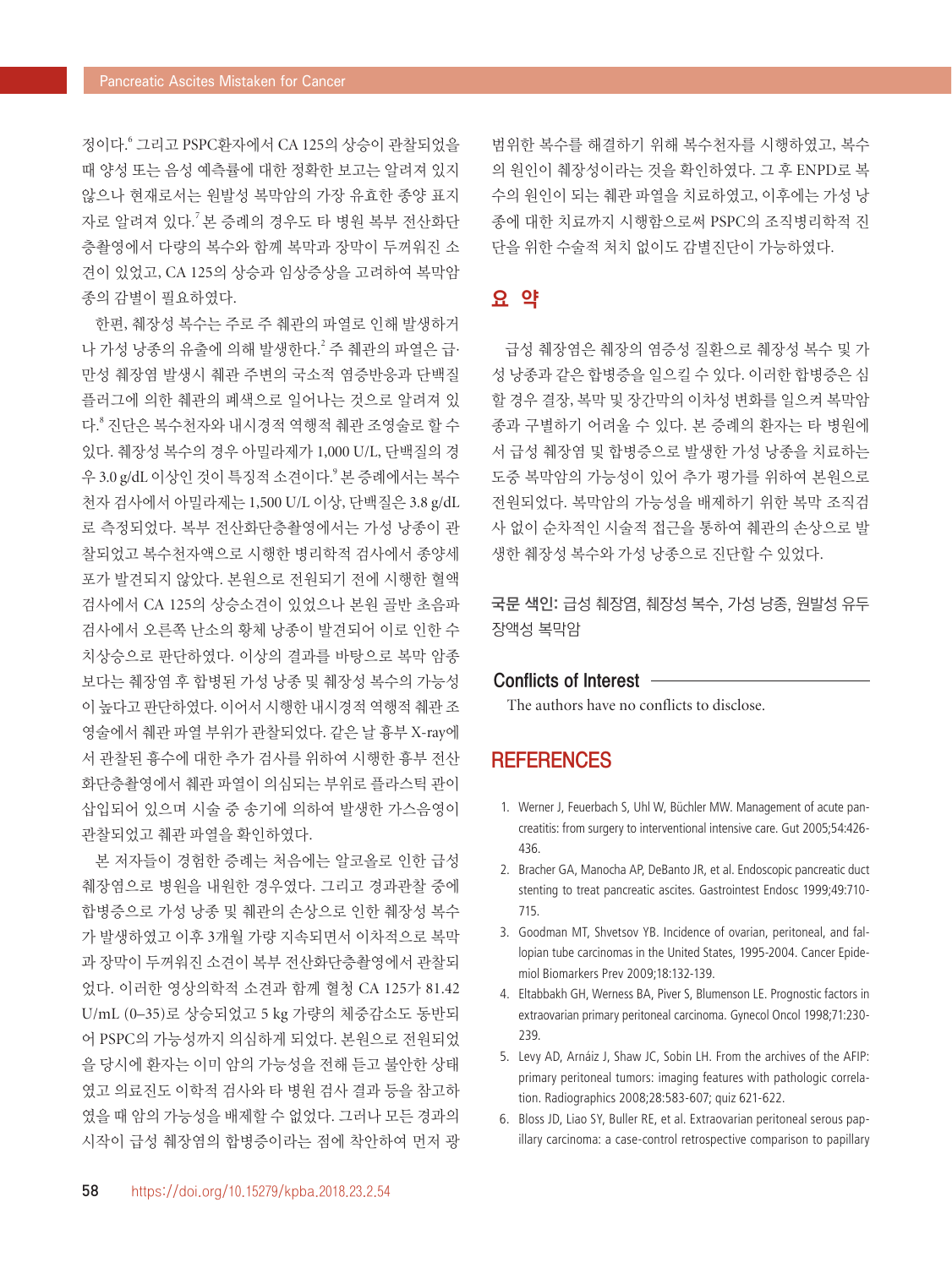정이다.[6] 그리고 PSPC환자에서 CA 125의 상승이 관찰되었을 때 양성 또는 음성 예측률에 대한 정확한 보고는 알려져 있지 않으나 현재로서는 원발성 복막암의 가장 유효한 종양 표지자로 알려져 있다.[7] 본 증례의 경우도 타 병원 복부 전산화단층촬영에서 다량의 복수와 함께 복막과 장막이 두꺼워진 소견이 있었고, CA 125의 상승과 임상증상을 고려하여 복막암종의 감별이 필요하였다.

한편, 췌장성 복수는 주로 주 췌관의 파열로 인해 발생하거나 가성 낭종의 유출에 의해 발생한다.[2] 주 췌관의 파열은 급·만성 췌장염 발생시 췌관 주변의 국소적 염증반응과 단백질 플러그에 의한 췌관의 폐색으로 일어나는 것으로 알려져 있다.[8] 진단은 복수천자와 내시경적 역행적 췌관 조영술로 할 수 있다. 췌장성 복수의 경우 아밀라제가 1,000 U/L, 단백질의 경우 3.0 g/dL 이상인 것이 특징적 소견이다.[9] 본 증례에서는 복수천자 검사에서 아밀라제는 1,500 U/L 이상, 단백질은 3.8 g/dL로 측정되었다. 복부 전산화단층촬영에서는 가성 낭종이 관찰되었고 복수천자액으로 시행한 병리학적 검사에서 종양세포가 발견되지 않았다. 본원으로 전원되기 전에 시행한 혈액검사에서 CA 125의 상승소견이 있었으나 본원 골반 초음파 검사에서 오른쪽 난소의 황체 낭종이 발견되어 이로 인한 수치상승으로 판단하였다. 이상의 결과를 바탕으로 복막 암종보다는 췌장염 후 합병된 가성 낭종 및 췌장성 복수의 가능성이 높다고 판단하였다. 이어서 시행한 내시경적 역행적 췌관 조영술에서 췌관 파열 부위가 관찰되었다. 같은 날 흉부 X-ray에서 관찰된 흉수에 대한 추가 검사를 위하여 시행한 흉부 전산화단층촬영에서 췌관 파열이 의심되는 부위로 플라스틱 관이 삽입되어 있으며 시술 중 송기에 의하여 발생한 가스음영이 관찰되었고 췌관 파열을 확인하였다.

본 저자들이 경험한 증례는 처음에는 알코올로 인한 급성 췌장염으로 병원을 내원한 경우였다. 그리고 경과관찰 중에 합병증으로 가성 낭종 및 췌관의 손상으로 인한 췌장성 복수가 발생하였고 이후 3개월 가량 지속되면서 이차적으로 복막과 장막이 두꺼워진 소견이 복부 전산화단층촬영에서 관찰되었다. 이러한 영상의학적 소견과 함께 혈청 CA 125가 81.42 U/mL (0–35)로 상승되었고 5 kg 가량의 체중감소도 동반되어 PSPC의 가능성까지 의심하게 되었다. 본원으로 전원되었을 당시에 환자는 이미 암의 가능성을 전해 듣고 불안한 상태였고 의료진도 이학적 검사와 타 병원 검사 결과 등을 참고하였을 때 암의 가능성을 배제할 수 없었다. 그러나 모든 경과의 시작이 급성 췌장염의 합병증이라는 점에 착안하여 먼저 광범위한 복수를 해결하기 위해 복수천자를 시행하였고, 복수의 원인이 췌장성이라는 것을 확인하였다. 그 후 ENPD로 복수의 원인이 되는 췌관 파열을 치료하였고, 이후에는 가성 낭종에 대한 치료까지 시행함으로써 PSPC의 조직병리학적 진단을 위한 수술적 처치 없이도 감별진단이 가능하였다.

## 요 약

급성 췌장염은 췌장의 염증성 질환으로 췌장성 복수 및 가성 낭종과 같은 합병증을 일으킬 수 있다. 이러한 합병증은 심할 경우 결장, 복막 및 장간막의 이차성 변화를 일으켜 복막암종과 구별하기 어려울 수 있다. 본 증례의 환자는 타 병원에서 급성 췌장염 및 합병증으로 발생한 가성 낭종을 치료하는 도중 복막암의 가능성이 있어 추가 평가를 위하여 본원으로 전원되었다. 복막암의 가능성을 배제하기 위한 복막 조직검사 없이 순차적인 시술적 접근을 통하여 췌관의 손상으로 발생한 췌장성 복수와 가성 낭종으로 진단할 수 있었다.

**국문 색인:** 급성 췌장염, 췌장성 복수, 가성 낭종, 원발성 유두장액성 복막암

## Conflicts of Interest

The authors have no conflicts to disclose.

## REFERENCES

1. Werner J, Feuerbach S, Uhl W, Büchler MW. Management of acute pancreatitis: from surgery to interventional intensive care. Gut 2005;54:426-436.
2. Bracher GA, Manocha AP, DeBanto JR, et al. Endoscopic pancreatic duct stenting to treat pancreatic ascites. Gastrointest Endosc 1999;49:710-715.
3. Goodman MT, Shvetsov YB. Incidence of ovarian, peritoneal, and fallopian tube carcinomas in the United States, 1995-2004. Cancer Epidemiol Biomarkers Prev 2009;18:132-139.
4. Eltabbakh GH, Werness BA, Piver S, Blumenson LE. Prognostic factors in extraovarian primary peritoneal carcinoma. Gynecol Oncol 1998;71:230-239.
5. Levy AD, Arnáiz J, Shaw JC, Sobin LH. From the archives of the AFIP: primary peritoneal tumors: imaging features with pathologic correlation. Radiographics 2008;28:583-607; quiz 621-622.
6. Bloss JD, Liao SY, Buller RE, et al. Extraovarian peritoneal serous papillary carcinoma: a case-control retrospective comparison to papillary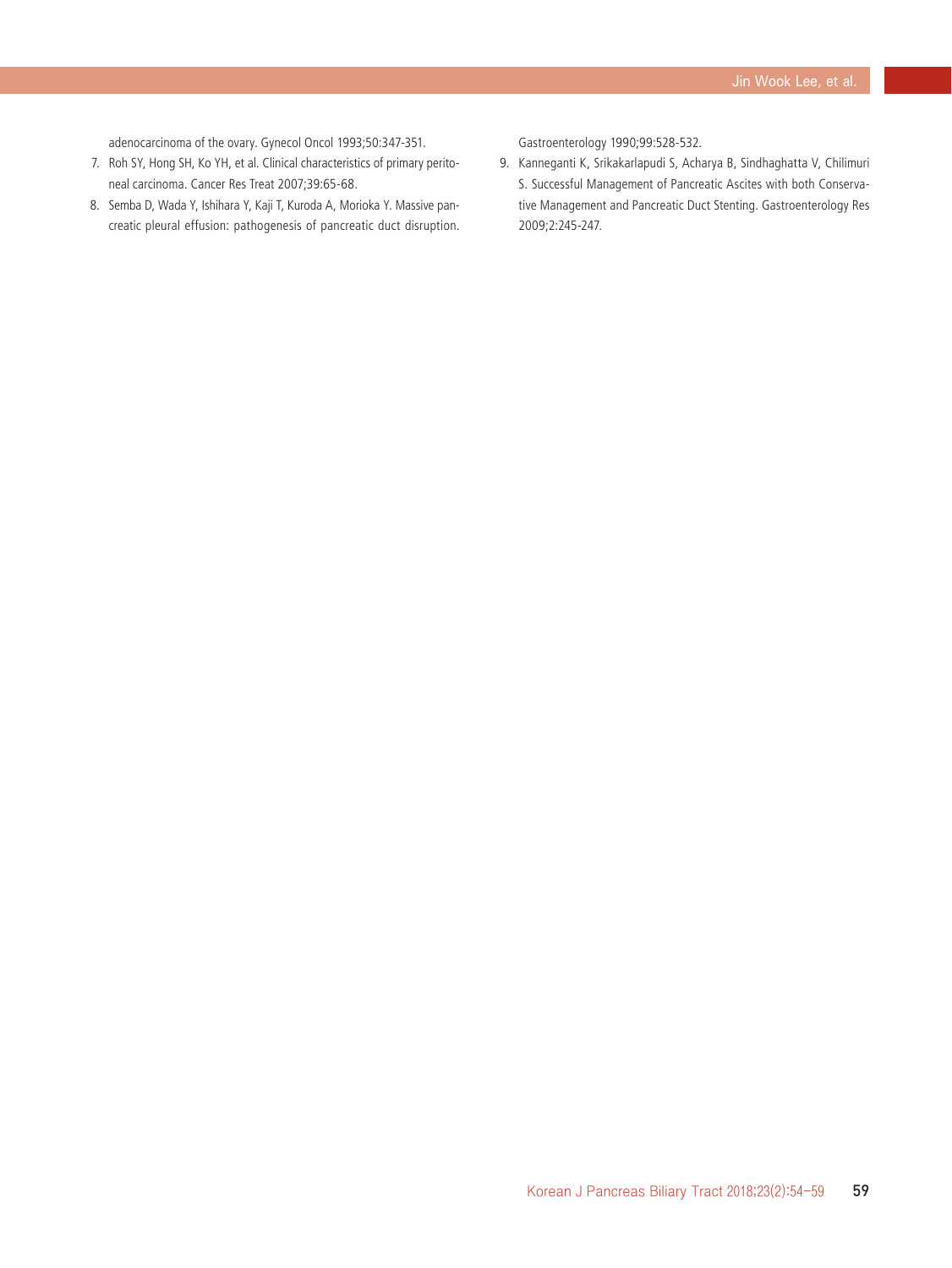adenocarcinoma of the ovary. Gynecol Oncol 1993;50:347-351.

7. Roh SY, Hong SH, Ko YH, et al. Clinical characteristics of primary peritoneal carcinoma. Cancer Res Treat 2007;39:65-68.
8. Semba D, Wada Y, Ishihara Y, Kaji T, Kuroda A, Morioka Y. Massive pancreatic pleural effusion: pathogenesis of pancreatic duct disruption. Gastroenterology 1990;99:528-532.
9. Kanneganti K, Srikakarlapudi S, Acharya B, Sindhaghatta V, Chilimuri S. Successful Management of Pancreatic Ascites with both Conservative Management and Pancreatic Duct Stenting. Gastroenterology Res 2009;2:245-247.